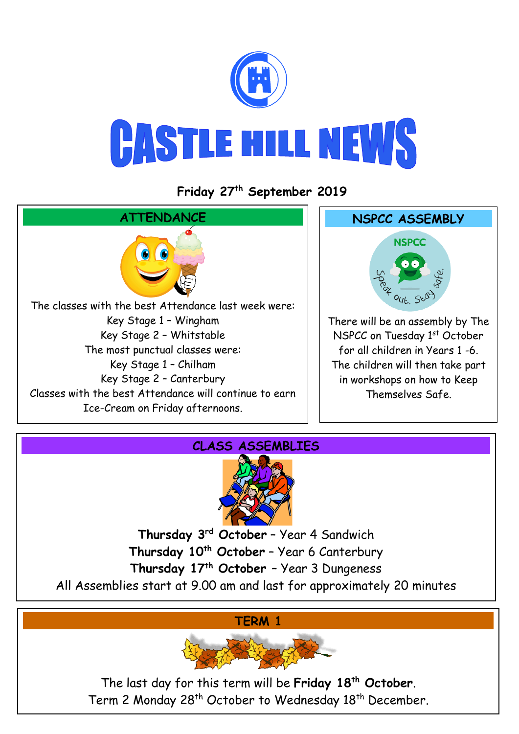# CASTLE HILL NEWS

**Friday 27th September 2019**

## ATTENDANCE

The classes with the best Attendance last week were:
Key Stage 1 – Wingham
Key Stage 2 – Whitstable
The most punctual classes were:
Key Stage 1 – Chilham
Key Stage 2 – Canterbury
Classes with the best Attendance will continue to earn Ice-Cream on Friday afternoons.

## NSPCC ASSEMBLY

There will be an assembly by The NSPCC on Tuesday 1st October for all children in Years 1 -6. The children will then take part in workshops on how to Keep Themselves Safe.

## CLASS ASSEMBLIES

**Thursday 3rd October** – Year 4 Sandwich
**Thursday 10th October** – Year 6 Canterbury
**Thursday 17th October** – Year 3 Dungeness
All Assemblies start at 9.00 am and last for approximately 20 minutes

## TERM 1

The last day for this term will be **Friday 18th October**.
Term 2 Monday 28th October to Wednesday 18th December.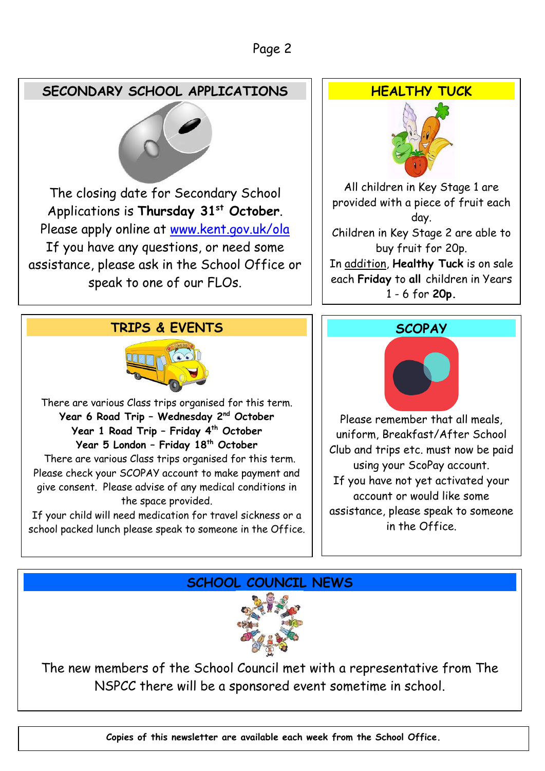## SECONDARY SCHOOL APPLICATIONS

The closing date for Secondary School Applications is **Thursday 31st October**.
Please apply online at [www.kent.gov.uk/ola](http://www.kent.gov.uk/ola)
If you have any questions, or need some assistance, please ask in the School Office or speak to one of our FLOs.

## HEALTHY TUCK

All children in Key Stage 1 are provided with a piece of fruit each day.
Children in Key Stage 2 are able to buy fruit for 20p.
In addition, **Healthy Tuck** is on sale each **Friday** to **all** children in Years 1 - 6 for **20p.**

## TRIPS & EVENTS

There are various Class trips organised for this term.
**Year 6 Road Trip – Wednesday 2nd October**
**Year 1 Road Trip – Friday 4th October**
**Year 5 London – Friday 18th October**
There are various Class trips organised for this term. Please check your SCOPAY account to make payment and give consent. Please advise of any medical conditions in the space provided.
If your child will need medication for travel sickness or a school packed lunch please speak to someone in the Office.

## SCOPAY

Please remember that all meals, uniform, Breakfast/After School Club and trips etc. must now be paid using your ScoPay account.
If you have not yet activated your account or would like some assistance, please speak to someone in the Office.

## SCHOOL COUNCIL NEWS

The new members of the School Council met with a representative from The NSPCC there will be a sponsored event sometime in school.

**Copies of this newsletter are available each week from the School Office.**